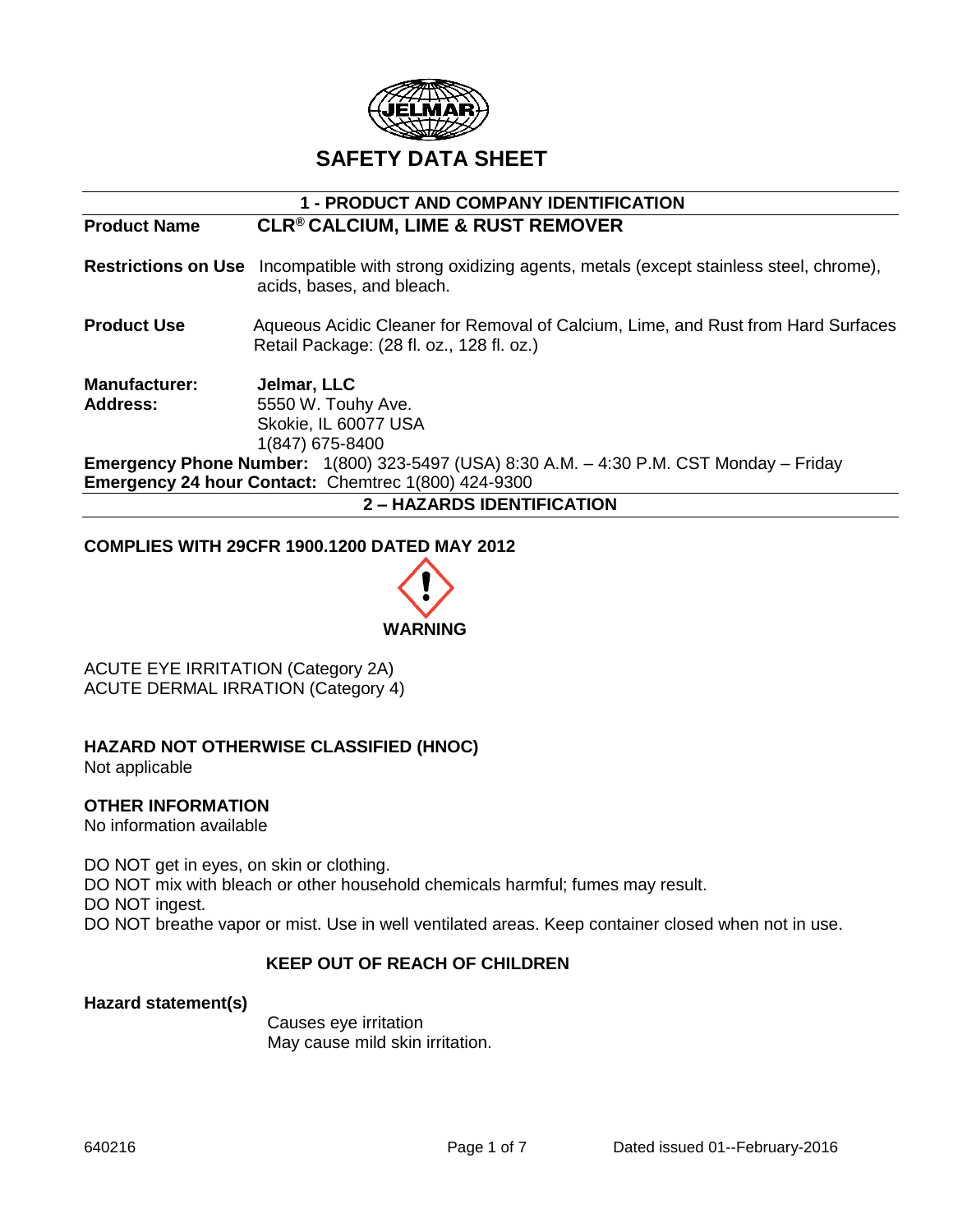# SAFETY DATA SHEET

## 1 - PRODUCT AND COMPANY IDENTIFICATION

**Product Name** **CLR® CALCIUM, LIME & RUST REMOVER**

**Restrictions on Use** Incompatible with strong oxidizing agents, metals (except stainless steel, chrome), acids, bases, and bleach.

**Product Use** Aqueous Acidic Cleaner for Removal of Calcium, Lime, and Rust from Hard Surfaces
Retail Package: (28 fl. oz., 128 fl. oz.)

**Manufacturer:** **Jelmar, LLC**
**Address:** 5550 W. Touhy Ave.
Skokie, IL 60077 USA
1(847) 675-8400

**Emergency Phone Number:** 1(800) 323-5497 (USA) 8:30 A.M. – 4:30 P.M. CST Monday – Friday
**Emergency 24 hour Contact:** Chemtrec 1(800) 424-9300

## 2 – HAZARDS IDENTIFICATION

**COMPLIES WITH 29CFR 1900.1200 DATED MAY 2012**

**WARNING**

ACUTE EYE IRRITATION (Category 2A)
ACUTE DERMAL IRRATION (Category 4)

**HAZARD NOT OTHERWISE CLASSIFIED (HNOC)**
Not applicable

**OTHER INFORMATION**
No information available

DO NOT get in eyes, on skin or clothing.
DO NOT mix with bleach or other household chemicals harmful; fumes may result.
DO NOT ingest.
DO NOT breathe vapor or mist. Use in well ventilated areas. Keep container closed when not in use.

**KEEP OUT OF REACH OF CHILDREN**

**Hazard statement(s)**

Causes eye irritation
May cause mild skin irritation.

640216 Dated issued 01--February-2016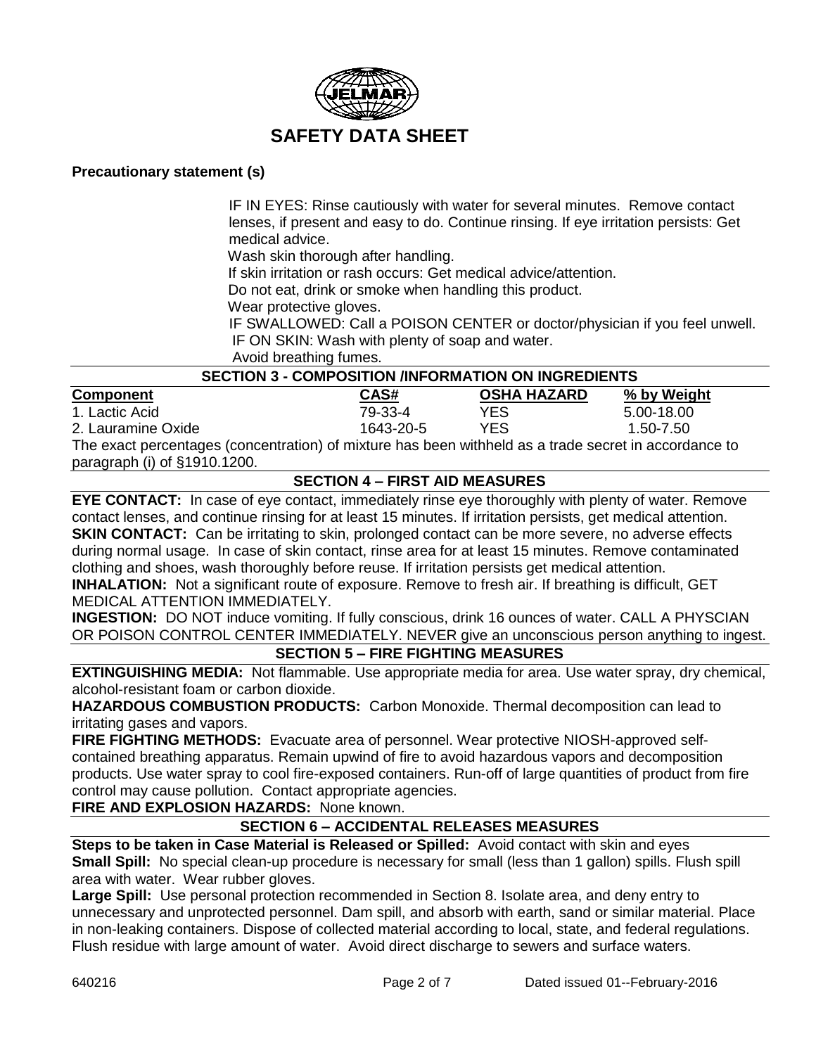# SAFETY DATA SHEET

**Precautionary statement (s)**

IF IN EYES: Rinse cautiously with water for several minutes. Remove contact lenses, if present and easy to do. Continue rinsing. If eye irritation persists: Get medical advice.
Wash skin thorough after handling.
If skin irritation or rash occurs: Get medical advice/attention.
Do not eat, drink or smoke when handling this product.
Wear protective gloves.
IF SWALLOWED: Call a POISON CENTER or doctor/physician if you feel unwell.
IF ON SKIN: Wash with plenty of soap and water.
Avoid breathing fumes.

## SECTION 3 - COMPOSITION /INFORMATION ON INGREDIENTS

| Component | CAS# | OSHA HAZARD | % by Weight |
|---|---|---|---|
| 1. Lactic Acid | 79-33-4 | YES | 5.00-18.00 |
| 2. Lauramine Oxide | 1643-20-5 | YES | 1.50-7.50 |

The exact percentages (concentration) of mixture has been withheld as a trade secret in accordance to paragraph (i) of §1910.1200.

## SECTION 4 – FIRST AID MEASURES

**EYE CONTACT:** In case of eye contact, immediately rinse eye thoroughly with plenty of water. Remove contact lenses, and continue rinsing for at least 15 minutes. If irritation persists, get medical attention.
**SKIN CONTACT:** Can be irritating to skin, prolonged contact can be more severe, no adverse effects during normal usage. In case of skin contact, rinse area for at least 15 minutes. Remove contaminated clothing and shoes, wash thoroughly before reuse. If irritation persists get medical attention.
**INHALATION:** Not a significant route of exposure. Remove to fresh air. If breathing is difficult, GET MEDICAL ATTENTION IMMEDIATELY.
**INGESTION:** DO NOT induce vomiting. If fully conscious, drink 16 ounces of water. CALL A PHYSCIAN OR POISON CONTROL CENTER IMMEDIATELY. NEVER give an unconscious person anything to ingest.

## SECTION 5 – FIRE FIGHTING MEASURES

**EXTINGUISHING MEDIA:** Not flammable. Use appropriate media for area. Use water spray, dry chemical, alcohol-resistant foam or carbon dioxide.
**HAZARDOUS COMBUSTION PRODUCTS:** Carbon Monoxide. Thermal decomposition can lead to irritating gases and vapors.
**FIRE FIGHTING METHODS:** Evacuate area of personnel. Wear protective NIOSH-approved self-contained breathing apparatus. Remain upwind of fire to avoid hazardous vapors and decomposition products. Use water spray to cool fire-exposed containers. Run-off of large quantities of product from fire control may cause pollution. Contact appropriate agencies.
**FIRE AND EXPLOSION HAZARDS:** None known.

## SECTION 6 – ACCIDENTAL RELEASES MEASURES

**Steps to be taken in Case Material is Released or Spilled:** Avoid contact with skin and eyes
**Small Spill:** No special clean-up procedure is necessary for small (less than 1 gallon) spills. Flush spill area with water. Wear rubber gloves.
**Large Spill:** Use personal protection recommended in Section 8. Isolate area, and deny entry to unnecessary and unprotected personnel. Dam spill, and absorb with earth, sand or similar material. Place in non-leaking containers. Dispose of collected material according to local, state, and federal regulations. Flush residue with large amount of water. Avoid direct discharge to sewers and surface waters.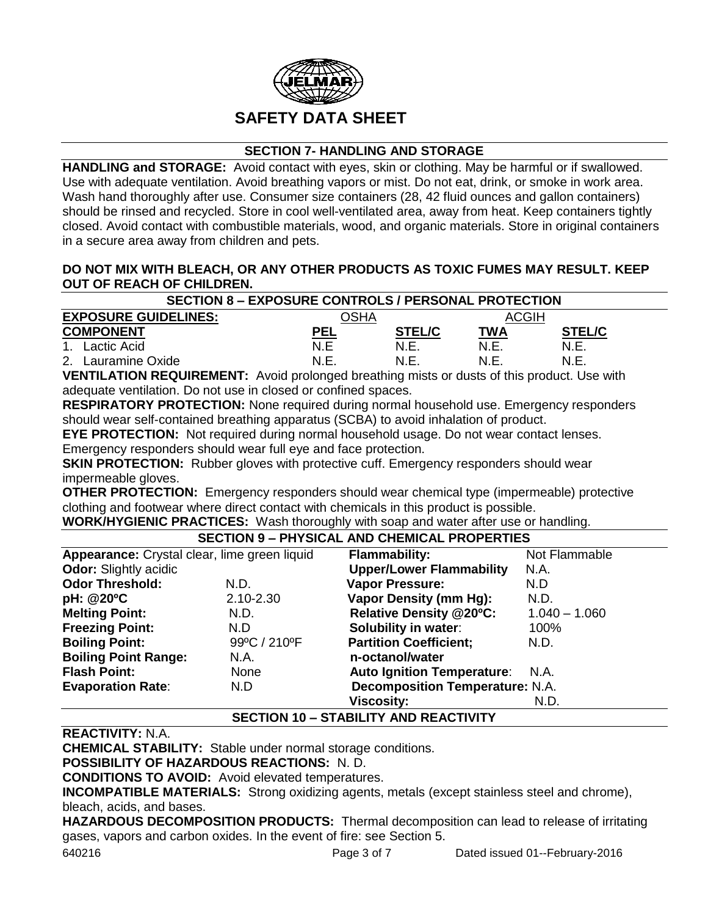# SAFETY DATA SHEET

## SECTION 7- HANDLING AND STORAGE

**HANDLING and STORAGE:** Avoid contact with eyes, skin or clothing. May be harmful or if swallowed. Use with adequate ventilation. Avoid breathing vapors or mist. Do not eat, drink, or smoke in work area. Wash hand thoroughly after use. Consumer size containers (28, 42 fluid ounces and gallon containers) should be rinsed and recycled. Store in cool well-ventilated area, away from heat. Keep containers tightly closed. Avoid contact with combustible materials, wood, and organic materials. Store in original containers in a secure area away from children and pets.

**DO NOT MIX WITH BLEACH, OR ANY OTHER PRODUCTS AS TOXIC FUMES MAY RESULT. KEEP OUT OF REACH OF CHILDREN.**

## SECTION 8 – EXPOSURE CONTROLS / PERSONAL PROTECTION

| EXPOSURE GUIDELINES: | OSHA | | ACGIH | |
|---|---|---|---|---|
| **COMPONENT** | **PEL** | **STEL/C** | **TWA** | **STEL/C** |
| 1. Lactic Acid | N.E | N.E. | N.E. | N.E. |
| 2. Lauramine Oxide | N.E. | N.E. | N.E. | N.E. |

**VENTILATION REQUIREMENT:** Avoid prolonged breathing mists or dusts of this product. Use with adequate ventilation. Do not use in closed or confined spaces.

**RESPIRATORY PROTECTION:** None required during normal household use. Emergency responders should wear self-contained breathing apparatus (SCBA) to avoid inhalation of product.

**EYE PROTECTION:** Not required during normal household usage. Do not wear contact lenses. Emergency responders should wear full eye and face protection.

**SKIN PROTECTION:** Rubber gloves with protective cuff. Emergency responders should wear impermeable gloves.

**OTHER PROTECTION:** Emergency responders should wear chemical type (impermeable) protective clothing and footwear where direct contact with chemicals in this product is possible.

**WORK/HYGIENIC PRACTICES:** Wash thoroughly with soap and water after use or handling.

## SECTION 9 – PHYSICAL AND CHEMICAL PROPERTIES

| Property | Value | Property | Value |
|---|---|---|---|
| **Appearance:** Crystal clear, lime green liquid | | **Flammability:** | Not Flammable |
| **Odor:** Slightly acidic | | **Upper/Lower Flammability** | N.A. |
| **Odor Threshold:** | N.D. | **Vapor Pressure:** | N.D |
| **pH: @20ºC** | 2.10-2.30 | **Vapor Density (mm Hg):** | N.D. |
| **Melting Point:** | N.D. | **Relative Density @20ºC:** | 1.040 – 1.060 |
| **Freezing Point:** | N.D | **Solubility in water**: | 100% |
| **Boiling Point:** | 99ºC / 210ºF | **Partition Coefficient; n-octanol/water** | N.D. |
| **Boiling Point Range:** | N.A. | | |
| **Flash Point:** | None | **Auto Ignition Temperature**: | N.A. |
| **Evaporation Rate**: | N.D | **Decomposition Temperature:** | N.A. |
| | | **Viscosity:** | N.D. |

## SECTION 10 – STABILITY AND REACTIVITY

**REACTIVITY:** N.A.

**CHEMICAL STABILITY:** Stable under normal storage conditions.

**POSSIBILITY OF HAZARDOUS REACTIONS:** N. D.

**CONDITIONS TO AVOID:** Avoid elevated temperatures.

**INCOMPATIBLE MATERIALS:** Strong oxidizing agents, metals (except stainless steel and chrome), bleach, acids, and bases.

**HAZARDOUS DECOMPOSITION PRODUCTS:** Thermal decomposition can lead to release of irritating gases, vapors and carbon oxides. In the event of fire: see Section 5.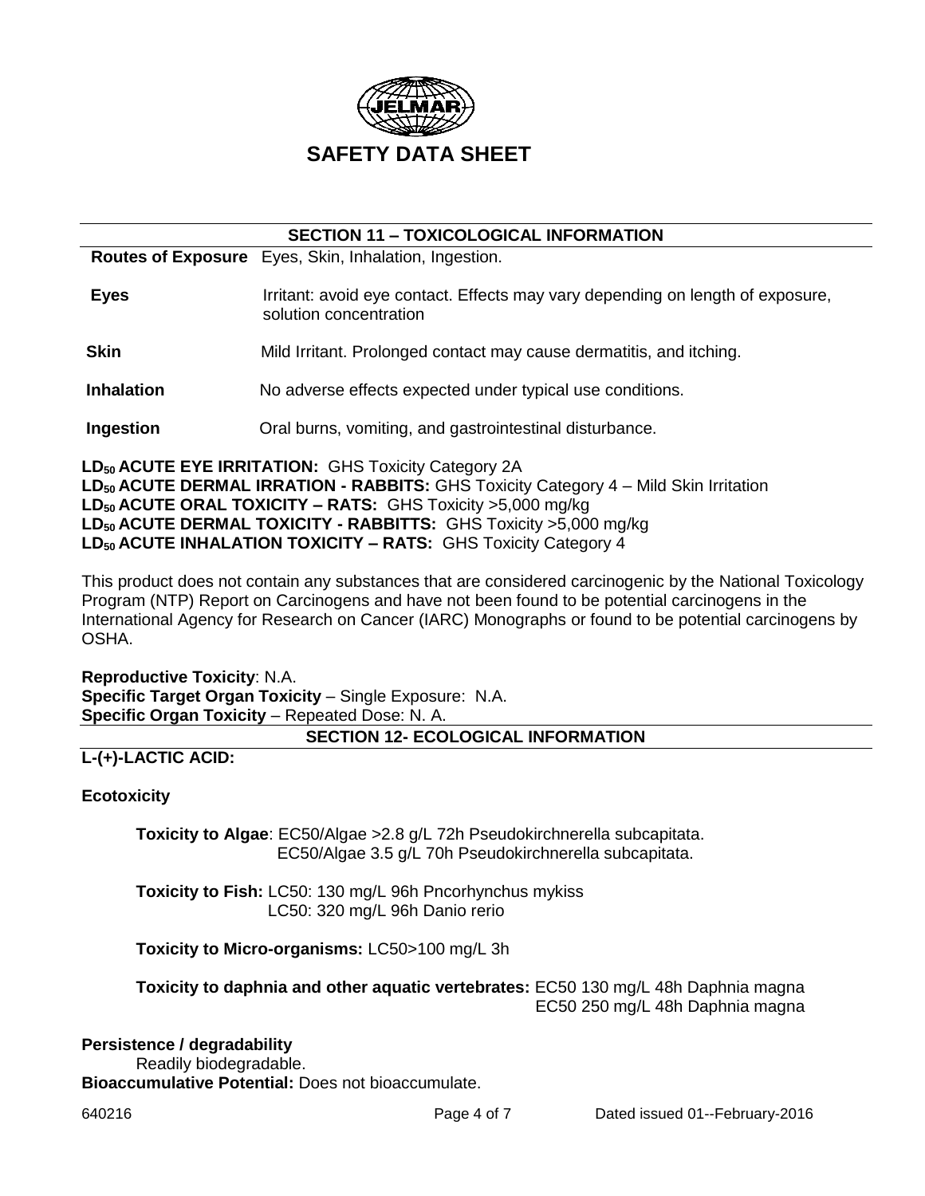JELMAR

# SAFETY DATA SHEET

## SECTION 11 – TOXICOLOGICAL INFORMATION

| | |
|---|---|
| **Routes of Exposure** | Eyes, Skin, Inhalation, Ingestion. |
| **Eyes** | Irritant: avoid eye contact. Effects may vary depending on length of exposure, solution concentration |
| **Skin** | Mild Irritant. Prolonged contact may cause dermatitis, and itching. |
| **Inhalation** | No adverse effects expected under typical use conditions. |
| **Ingestion** | Oral burns, vomiting, and gastrointestinal disturbance. |

**$LD_{50}$ ACUTE EYE IRRITATION:** GHS Toxicity Category 2A
**$LD_{50}$ ACUTE DERMAL IRRATION - RABBITS:** GHS Toxicity Category 4 – Mild Skin Irritation
**$LD_{50}$ ACUTE ORAL TOXICITY – RATS:** GHS Toxicity >5,000 mg/kg
**$LD_{50}$ ACUTE DERMAL TOXICITY - RABBITTS:** GHS Toxicity >5,000 mg/kg
**$LD_{50}$ ACUTE INHALATION TOXICITY – RATS:** GHS Toxicity Category 4

This product does not contain any substances that are considered carcinogenic by the National Toxicology Program (NTP) Report on Carcinogens and have not been found to be potential carcinogens in the International Agency for Research on Cancer (IARC) Monographs or found to be potential carcinogens by OSHA.

**Reproductive Toxicity**: N.A.
**Specific Target Organ Toxicity** – Single Exposure: N.A.
**Specific Organ Toxicity** – Repeated Dose: N. A.

## SECTION 12- ECOLOGICAL INFORMATION

**L-(+)-LACTIC ACID:**

**Ecotoxicity**

**Toxicity to Algae**: EC50/Algae >2.8 g/L 72h Pseudokirchnerella subcapitata.
EC50/Algae 3.5 g/L 70h Pseudokirchnerella subcapitata.

**Toxicity to Fish:** LC50: 130 mg/L 96h Pncorhynchus mykiss
LC50: 320 mg/L 96h Danio rerio

**Toxicity to Micro-organisms:** LC50>100 mg/L 3h

**Toxicity to daphnia and other aquatic vertebrates:** EC50 130 mg/L 48h Daphnia magna
EC50 250 mg/L 48h Daphnia magna

**Persistence / degradability**
Readily biodegradable.
**Bioaccumulative Potential:** Does not bioaccumulate.

640216 Dated issued 01--February-2016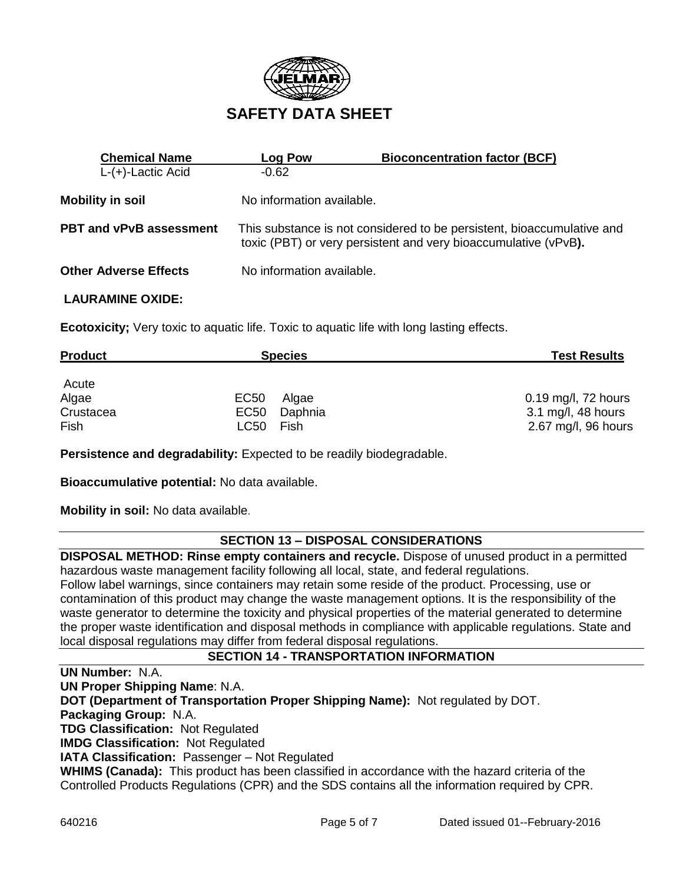**SAFETY DATA SHEET**

| Chemical Name | Log Pow | Bioconcentration factor (BCF) |
|---|---|---|
| L-(+)-Lactic Acid | -0.62 | |

**Mobility in soil** No information available.

**PBT and vPvB assessment** This substance is not considered to be persistent, bioaccumulative and toxic (PBT) or very persistent and very bioaccumulative (vPvB**).**

**Other Adverse Effects** No information available.

**LAURAMINE OXIDE:**

**Ecotoxicity;** Very toxic to aquatic life. Toxic to aquatic life with long lasting effects.

| Product | Species | | Test Results |
|---|---|---|---|
| Acute | | | |
| Algae | EC50 | Algae | 0.19 mg/l, 72 hours |
| Crustacea | EC50 | Daphnia | 3.1 mg/l, 48 hours |
| Fish | LC50 | Fish | 2.67 mg/l, 96 hours |

**Persistence and degradability:** Expected to be readily biodegradable.

**Bioaccumulative potential:** No data available.

**Mobility in soil:** No data available.

## SECTION 13 – DISPOSAL CONSIDERATIONS

**DISPOSAL METHOD: Rinse empty containers and recycle.** Dispose of unused product in a permitted hazardous waste management facility following all local, state, and federal regulations.
Follow label warnings, since containers may retain some reside of the product. Processing, use or contamination of this product may change the waste management options. It is the responsibility of the waste generator to determine the toxicity and physical properties of the material generated to determine the proper waste identification and disposal methods in compliance with applicable regulations. State and local disposal regulations may differ from federal disposal regulations.

## SECTION 14 - TRANSPORTATION INFORMATION

**UN Number:** N.A.
**UN Proper Shipping Name**: N.A.
**DOT (Department of Transportation Proper Shipping Name):** Not regulated by DOT.
**Packaging Group:** N.A.
**TDG Classification:** Not Regulated
**IMDG Classification:** Not Regulated
**IATA Classification:** Passenger – Not Regulated
**WHIMS (Canada):** This product has been classified in accordance with the hazard criteria of the Controlled Products Regulations (CPR) and the SDS contains all the information required by CPR.

640216 Dated issued 01--February-2016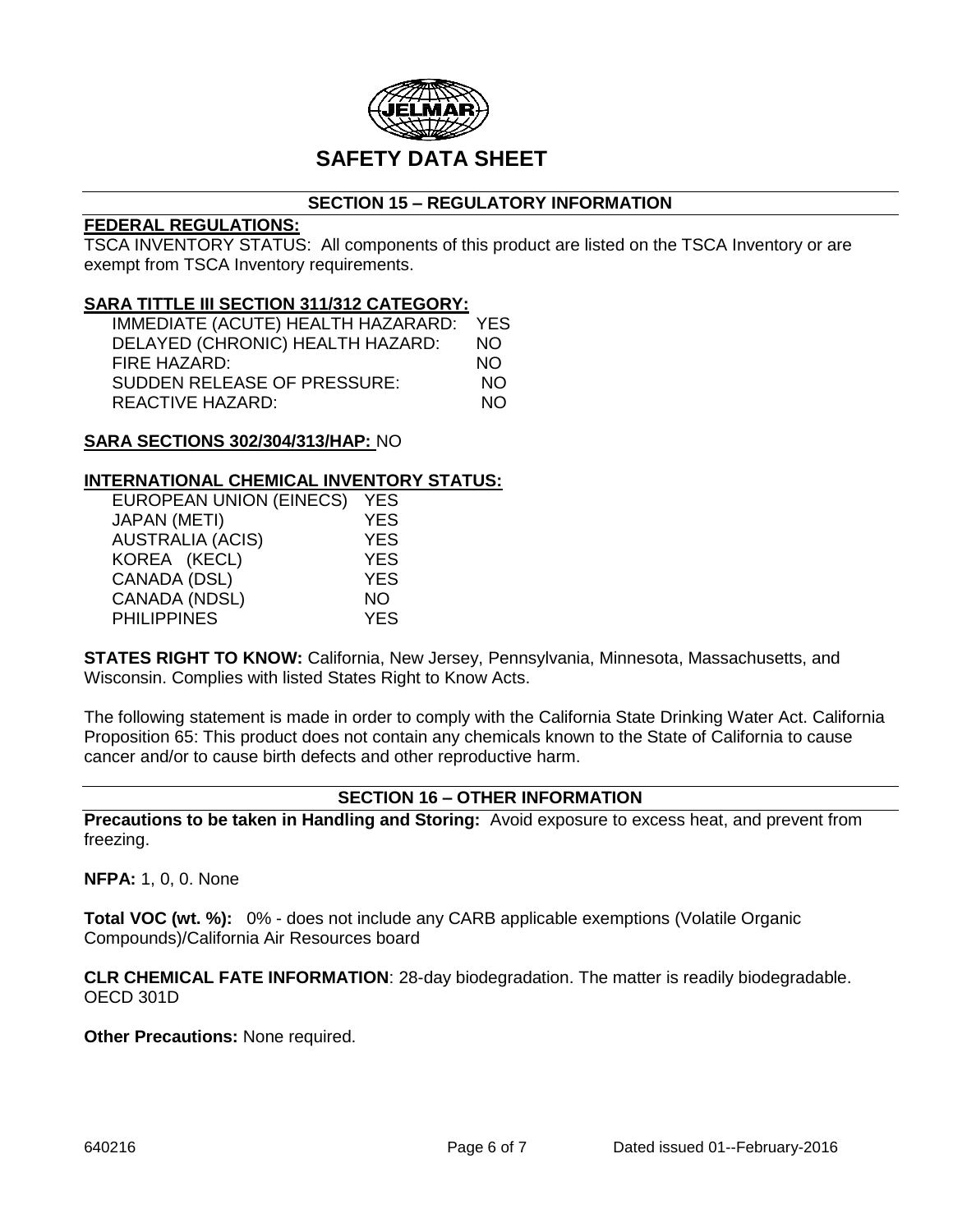JELMAR

# SAFETY DATA SHEET

## SECTION 15 – REGULATORY INFORMATION

**FEDERAL REGULATIONS:**

TSCA INVENTORY STATUS: All components of this product are listed on the TSCA Inventory or are exempt from TSCA Inventory requirements.

**SARA TITTLE III SECTION 311/312 CATEGORY:**

| | |
|---|---|
| IMMEDIATE (ACUTE) HEALTH HAZARARD: | YES |
| DELAYED (CHRONIC) HEALTH HAZARD: | NO |
| FIRE HAZARD: | NO |
| SUDDEN RELEASE OF PRESSURE: | NO |
| REACTIVE HAZARD: | NO |

**SARA SECTIONS 302/304/313/HAP:** NO

**INTERNATIONAL CHEMICAL INVENTORY STATUS:**

| | |
|---|---|
| EUROPEAN UNION (EINECS) | YES |
| JAPAN (METI) | YES |
| AUSTRALIA (ACIS) | YES |
| KOREA (KECL) | YES |
| CANADA (DSL) | YES |
| CANADA (NDSL) | NO |
| PHILIPPINES | YES |

**STATES RIGHT TO KNOW:** California, New Jersey, Pennsylvania, Minnesota, Massachusetts, and Wisconsin. Complies with listed States Right to Know Acts.

The following statement is made in order to comply with the California State Drinking Water Act. California Proposition 65: This product does not contain any chemicals known to the State of California to cause cancer and/or to cause birth defects and other reproductive harm.

## SECTION 16 – OTHER INFORMATION

**Precautions to be taken in Handling and Storing:** Avoid exposure to excess heat, and prevent from freezing.

**NFPA:** 1, 0, 0. None

**Total VOC (wt. %):** 0% - does not include any CARB applicable exemptions (Volatile Organic Compounds)/California Air Resources board

**CLR CHEMICAL FATE INFORMATION**: 28-day biodegradation. The matter is readily biodegradable. OECD 301D

**Other Precautions:** None required.

640216 Dated issued 01--February-2016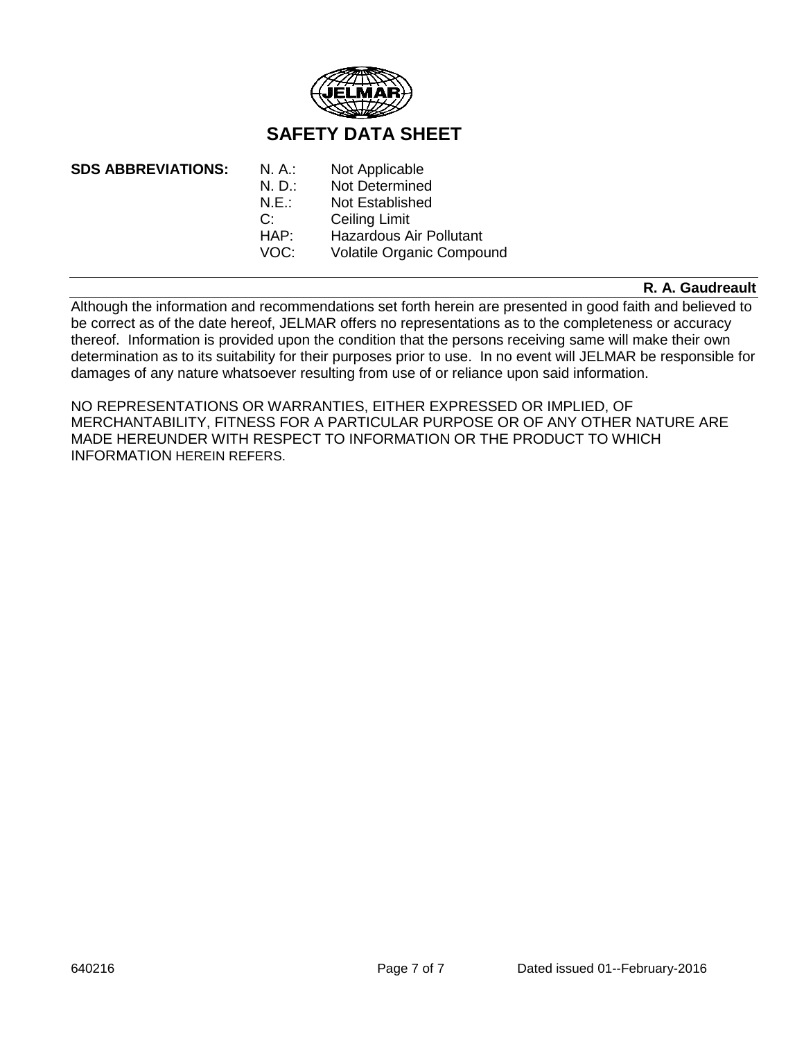# SAFETY DATA SHEET

**SDS ABBREVIATIONS:**

| | |
|---|---|
| N. A.: | Not Applicable |
| N. D.: | Not Determined |
| N.E.: | Not Established |
| C: | Ceiling Limit |
| HAP: | Hazardous Air Pollutant |
| VOC: | Volatile Organic Compound |

**R. A. Gaudreault**

Although the information and recommendations set forth herein are presented in good faith and believed to be correct as of the date hereof, JELMAR offers no representations as to the completeness or accuracy thereof. Information is provided upon the condition that the persons receiving same will make their own determination as to its suitability for their purposes prior to use. In no event will JELMAR be responsible for damages of any nature whatsoever resulting from use of or reliance upon said information.

NO REPRESENTATIONS OR WARRANTIES, EITHER EXPRESSED OR IMPLIED, OF MERCHANTABILITY, FITNESS FOR A PARTICULAR PURPOSE OR OF ANY OTHER NATURE ARE MADE HEREUNDER WITH RESPECT TO INFORMATION OR THE PRODUCT TO WHICH INFORMATION HEREIN REFERS.